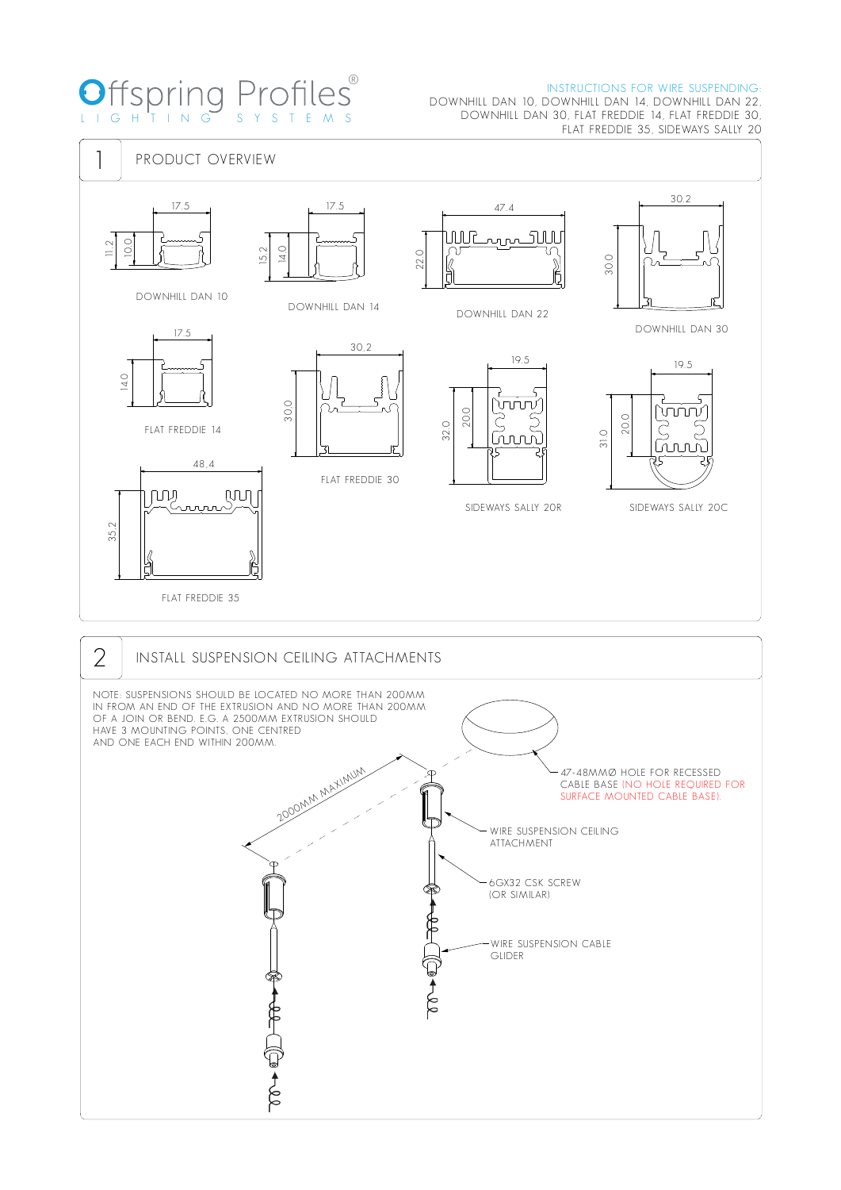# Offspring Profiles®

LIGHTING SYSTEMS

INSTRUCTIONS FOR WIRE SUSPENDING:
DOWNHILL DAN 10, DOWNHILL DAN 14, DOWNHILL DAN 22,
DOWNHILL DAN 30, FLAT FREDDIE 14, FLAT FREDDIE 30,
FLAT FREDDIE 35, SIDEWAYS SALLY 20

## 1 PRODUCT OVERVIEW

17.5
11.2
10.0
DOWNHILL DAN 10

17.5
15.2
14.0
DOWNHILL DAN 14

47.4
22.0
DOWNHILL DAN 22

30.2
30.0
DOWNHILL DAN 30

17.5
14.0
FLAT FREDDIE 14

30.2
30.0
FLAT FREDDIE 30

19.5
32.0
20.0
SIDEWAYS SALLY 20R

19.5
31.0
20.0
SIDEWAYS SALLY 20C

48.4
35.2
FLAT FREDDIE 35

## 2 INSTALL SUSPENSION CEILING ATTACHMENTS

NOTE: SUSPENSIONS SHOULD BE LOCATED NO MORE THAN 200MM IN FROM AN END OF THE EXTRUSION AND NO MORE THAN 200MM OF A JOIN OR BEND. E.G. A 2500MM EXTRUSION SHOULD HAVE 3 MOUNTING POINTS, ONE CENTRED AND ONE EACH END WITHIN 200MM.

2000MM MAXIMUM

47-48MMØ HOLE FOR RECESSED CABLE BASE (NO HOLE REQUIRED FOR SURFACE MOUNTED CABLE BASE).

WIRE SUSPENSION CEILING ATTACHMENT

6GX32 CSK SCREW (OR SIMILAR)

WIRE SUSPENSION CABLE GLIDER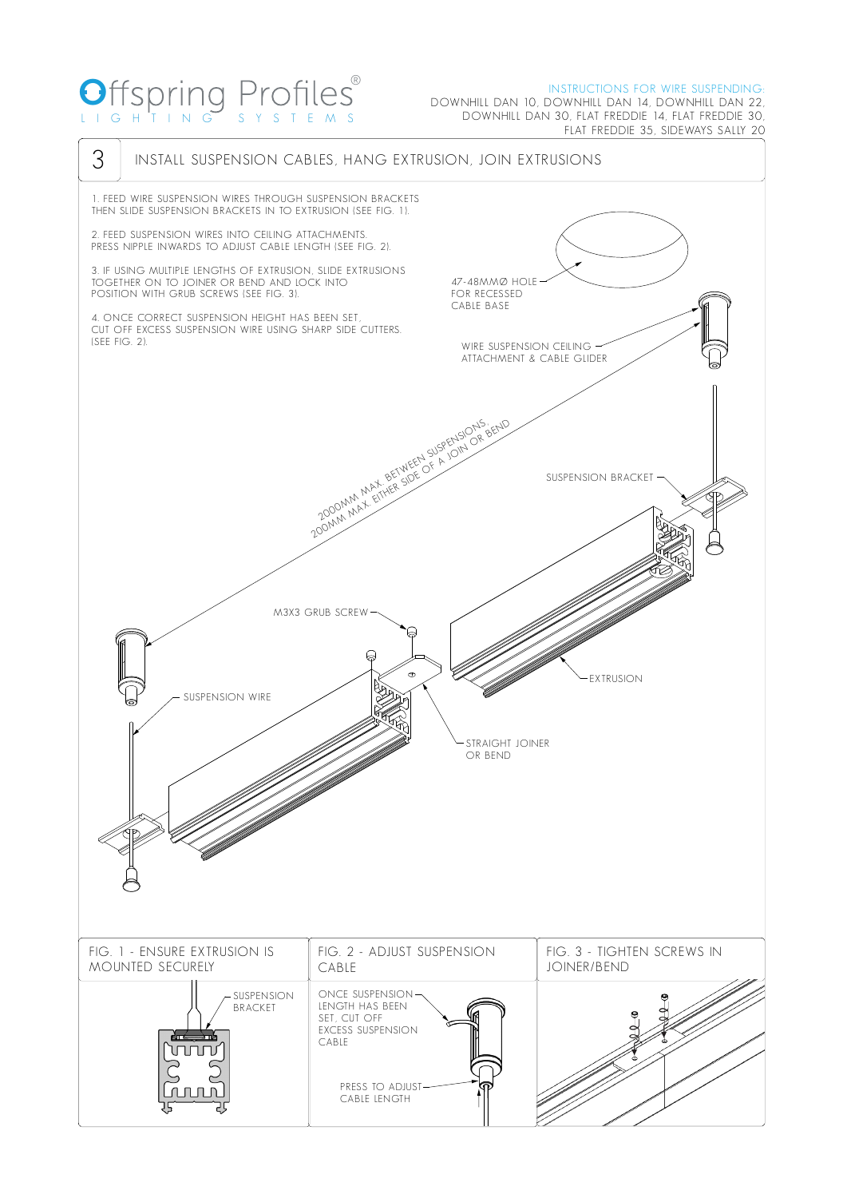Offspring Profiles®
LIGHTING SYSTEMS

INSTRUCTIONS FOR WIRE SUSPENDING:
DOWNHILL DAN 10, DOWNHILL DAN 14, DOWNHILL DAN 22,
DOWNHILL DAN 30, FLAT FREDDIE 14, FLAT FREDDIE 30,
FLAT FREDDIE 35, SIDEWAYS SALLY 20

# 3 INSTALL SUSPENSION CABLES, HANG EXTRUSION, JOIN EXTRUSIONS

1. FEED WIRE SUSPENSION WIRES THROUGH SUSPENSION BRACKETS THEN SLIDE SUSPENSION BRACKETS IN TO EXTRUSION (SEE FIG. 1).

2. FEED SUSPENSION WIRES INTO CEILING ATTACHMENTS. PRESS NIPPLE INWARDS TO ADJUST CABLE LENGTH (SEE FIG. 2).

3. IF USING MULTIPLE LENGTHS OF EXTRUSION, SLIDE EXTRUSIONS TOGETHER ON TO JOINER OR BEND AND LOCK INTO POSITION WITH GRUB SCREWS (SEE FIG. 3).

4. ONCE CORRECT SUSPENSION HEIGHT HAS BEEN SET, CUT OFF EXCESS SUSPENSION WIRE USING SHARP SIDE CUTTERS. (SEE FIG. 2).

47-48MMØ HOLE FOR RECESSED CABLE BASE

WIRE SUSPENSION CEILING ATTACHMENT & CABLE GLIDER

2000MM MAX. BETWEEN SUSPENSIONS,
200MM MAX. EITHER SIDE OF A JOIN OR BEND

SUSPENSION BRACKET

M3X3 GRUB SCREW

EXTRUSION

SUSPENSION WIRE

STRAIGHT JOINER OR BEND

FIG. 1 - ENSURE EXTRUSION IS MOUNTED SECURELY

SUSPENSION BRACKET

FIG. 2 - ADJUST SUSPENSION CABLE

ONCE SUSPENSION LENGTH HAS BEEN SET, CUT OFF EXCESS SUSPENSION CABLE

PRESS TO ADJUST CABLE LENGTH

FIG. 3 - TIGHTEN SCREWS IN JOINER/BEND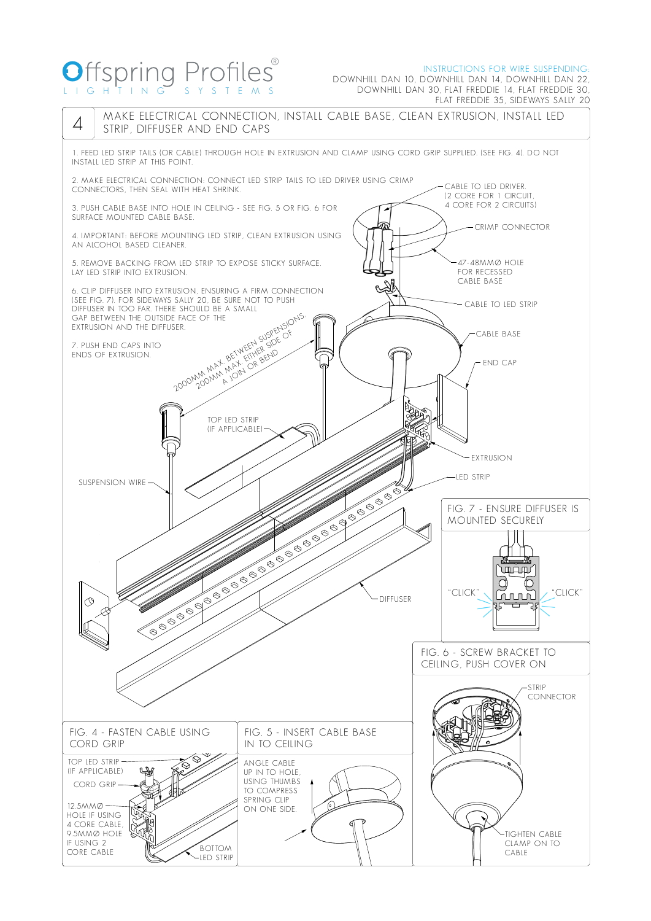# Offspring Profiles®

LIGHTING SYSTEMS

INSTRUCTIONS FOR WIRE SUSPENDING:
DOWNHILL DAN 10, DOWNHILL DAN 14, DOWNHILL DAN 22, DOWNHILL DAN 30, FLAT FREDDIE 14, FLAT FREDDIE 30, FLAT FREDDIE 35, SIDEWAYS SALLY 20

## 4 MAKE ELECTRICAL CONNECTION, INSTALL CABLE BASE, CLEAN EXTRUSION, INSTALL LED STRIP, DIFFUSER AND END CAPS

1. FEED LED STRIP TAILS (OR CABLE) THROUGH HOLE IN EXTRUSION AND CLAMP USING CORD GRIP SUPPLIED. (SEE FIG. 4). DO NOT INSTALL LED STRIP AT THIS POINT.

2. MAKE ELECTRICAL CONNECTION: CONNECT LED STRIP TAILS TO LED DRIVER USING CRIMP CONNECTORS, THEN SEAL WITH HEAT SHRINK.

3. PUSH CABLE BASE INTO HOLE IN CEILING - SEE FIG. 5 OR FIG. 6 FOR SURFACE MOUNTED CABLE BASE.

4. IMPORTANT: BEFORE MOUNTING LED STRIP, CLEAN EXTRUSION USING AN ALCOHOL BASED CLEANER.

5. REMOVE BACKING FROM LED STRIP TO EXPOSE STICKY SURFACE. LAY LED STRIP INTO EXTRUSION.

6. CLIP DIFFUSER INTO EXTRUSION, ENSURING A FIRM CONNECTION (SEE FIG. 7). FOR SIDEWAYS SALLY 20, BE SURE NOT TO PUSH DIFFUSER IN TOO FAR. THERE SHOULD BE A SMALL GAP BETWEEN THE OUTSIDE FACE OF THE EXTRUSION AND THE DIFFUSER.

7. PUSH END CAPS INTO ENDS OF EXTRUSION.

2000MM MAX BETWEEN SUSPENSIONS.
200MM MAX. EITHER SIDE OF A JOIN OR BEND

CABLE TO LED DRIVER. (2 CORE FOR 1 CIRCUIT, 4 CORE FOR 2 CIRCUITS)

CRIMP CONNECTOR

47-48MMØ HOLE FOR RECESSED CABLE BASE

CABLE TO LED STRIP

CABLE BASE

END CAP

TOP LED STRIP (IF APPLICABLE)

EXTRUSION

LED STRIP

SUSPENSION WIRE

DIFFUSER

FIG. 7 - ENSURE DIFFUSER IS MOUNTED SECURELY

"CLICK" "CLICK"

FIG. 6 - SCREW BRACKET TO CEILING, PUSH COVER ON

STRIP CONNECTOR

TIGHTEN CABLE CLAMP ON TO CABLE

FIG. 4 - FASTEN CABLE USING CORD GRIP

TOP LED STRIP (IF APPLICABLE)

CORD GRIP

12.5MMØ HOLE IF USING 4 CORE CABLE, 9.5MMØ HOLE IF USING 2 CORE CABLE

BOTTOM LED STRIP

FIG. 5 - INSERT CABLE BASE IN TO CEILING

ANGLE CABLE UP IN TO HOLE, USING THUMBS TO COMPRESS SPRING CLIP ON ONE SIDE.